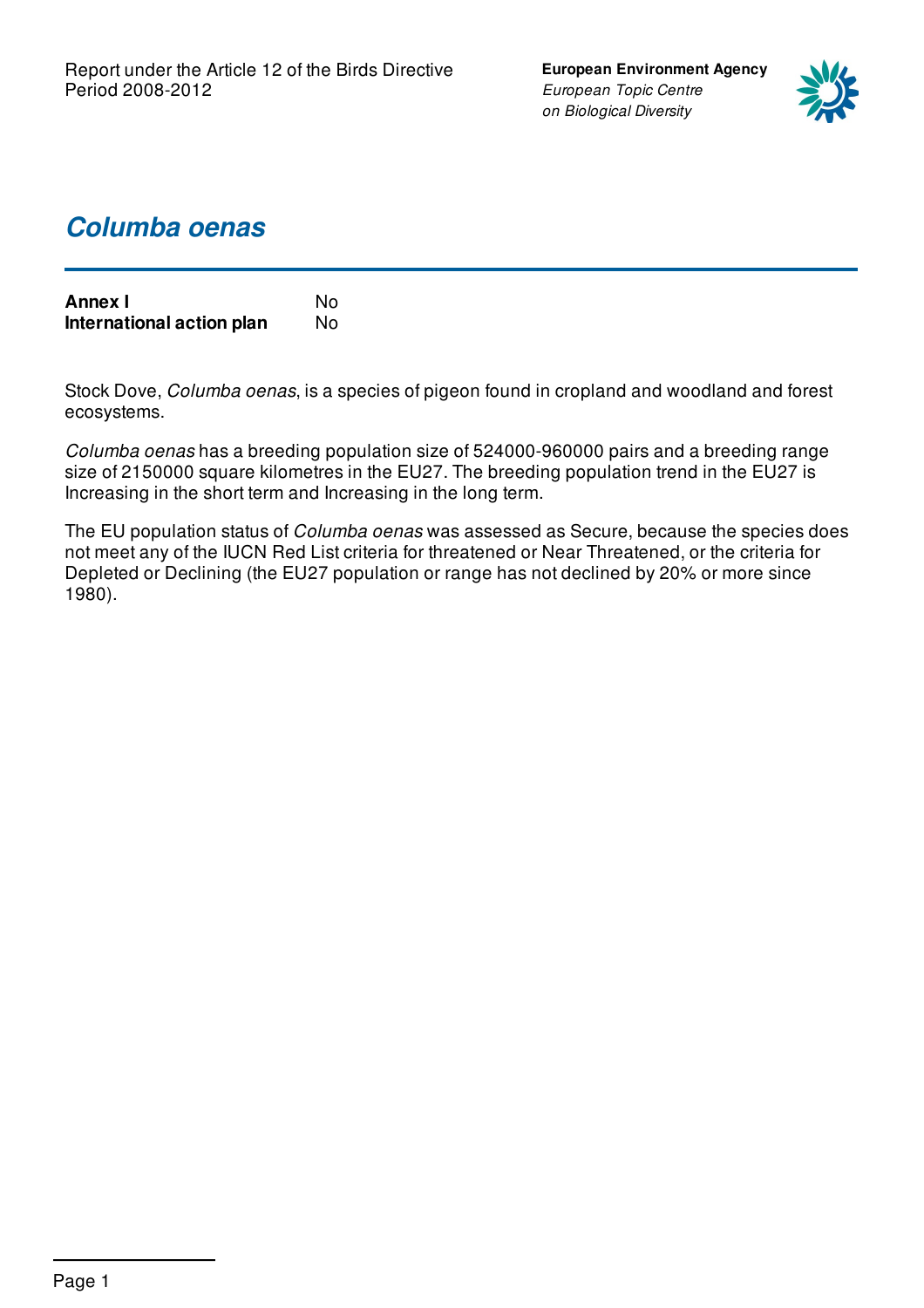# *Columba oenas*

| | |
|---|---|
| **Annex I** | No |
| **International action plan** | No |

Stock Dove, *Columba oenas*, is a species of pigeon found in cropland and woodland and forest ecosystems.

*Columba oenas* has a breeding population size of 524000-960000 pairs and a breeding range size of 2150000 square kilometres in the EU27. The breeding population trend in the EU27 is Increasing in the short term and Increasing in the long term.

The EU population status of *Columba oenas* was assessed as Secure, because the species does not meet any of the IUCN Red List criteria for threatened or Near Threatened, or the criteria for Depleted or Declining (the EU27 population or range has not declined by 20% or more since 1980).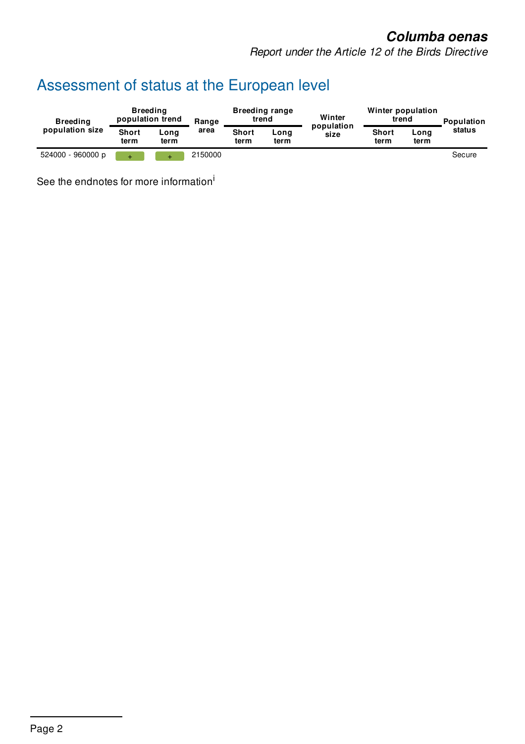## Assessment of status at the European level

| Breeding population size | Breeding population trend | | Range area | Breeding range trend | | Winter population size | Winter population trend | | Population status |
|---|---|---|---|---|---|---|---|---|---|
| | Short term | Long term | | Short term | Long term | | Short term | Long term | |
| 524000 - 960000 p | + | + | 2150000 | | | | | | Secure |

See the endnotes for more information[i]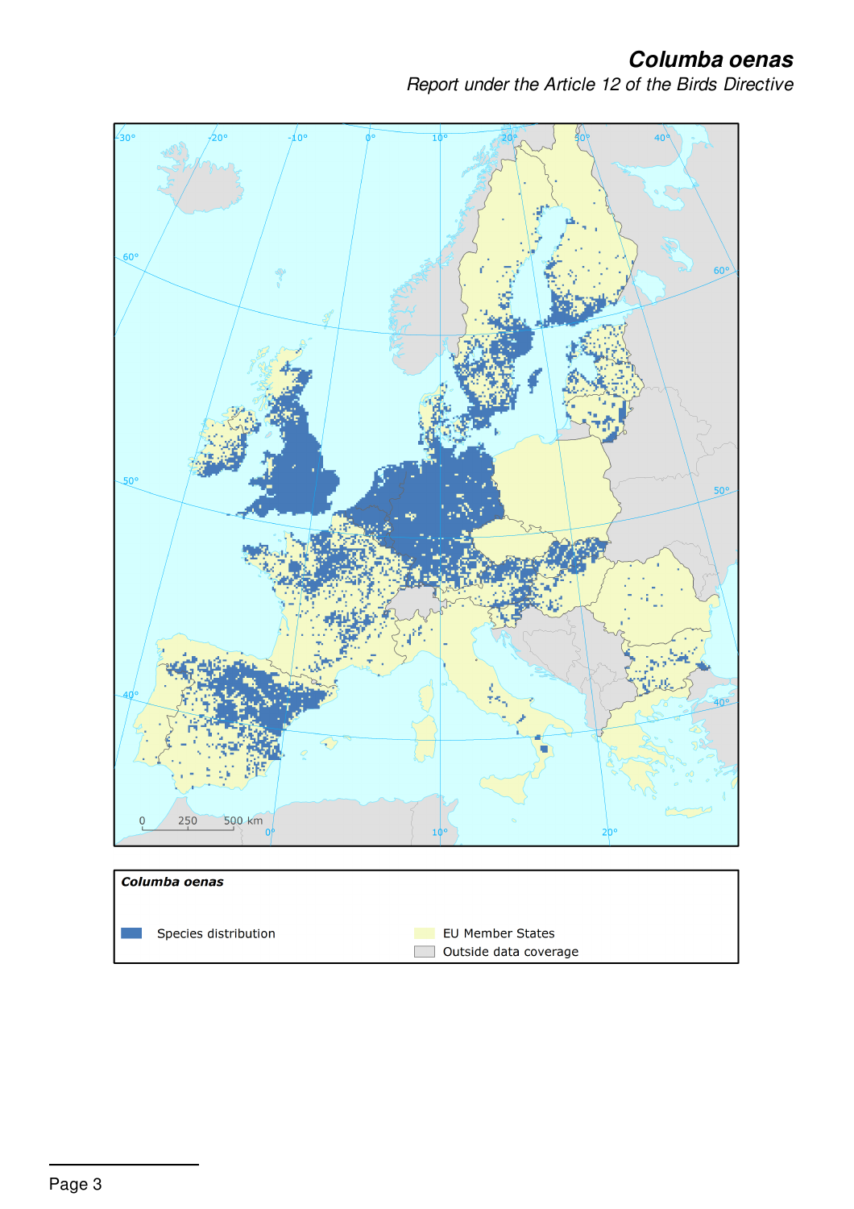# *Columba oenas*

*Report under the Article 12 of the Birds Directive*

***Columba oenas***

| | |
|---|---|
| Species distribution | EU Member States |
| | Outside data coverage |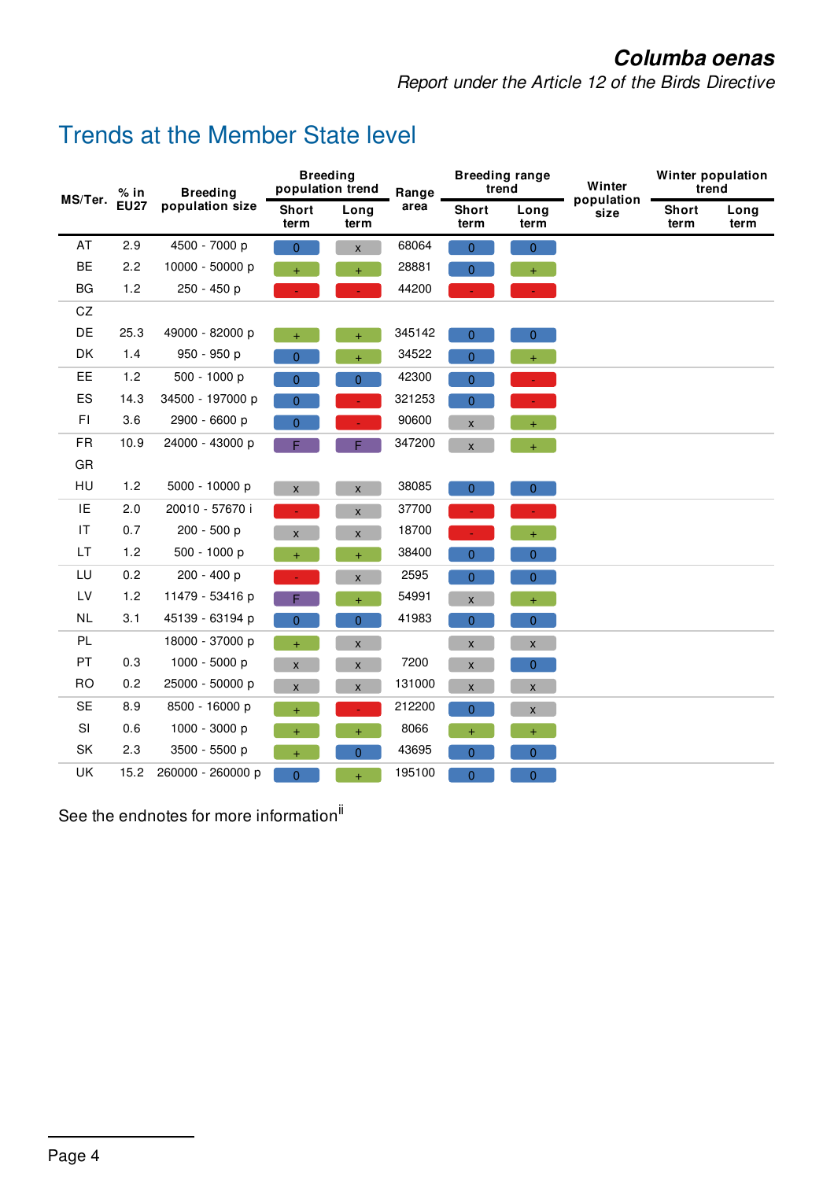## Trends at the Member State level

| MS/Ter. | % in EU27 | Breeding population size | Breeding population trend | | Range area | Breeding range trend | | Winter population size | Winter population trend | |
|---|---|---|---|---|---|---|---|---|---|---|
| | | | Short term | Long term | | Short term | Long term | | Short term | Long term |
| AT | 2.9 | 4500 - 7000 p | 0 | x | 68064 | 0 | 0 | | | |
| BE | 2.2 | 10000 - 50000 p | + | + | 28881 | 0 | + | | | |
| BG | 1.2 | 250 - 450 p | - | - | 44200 | - | - | | | |
| CZ | | | | | | | | | | |
| DE | 25.3 | 49000 - 82000 p | + | + | 345142 | 0 | 0 | | | |
| DK | 1.4 | 950 - 950 p | 0 | + | 34522 | 0 | + | | | |
| EE | 1.2 | 500 - 1000 p | 0 | 0 | 42300 | 0 | - | | | |
| ES | 14.3 | 34500 - 197000 p | 0 | - | 321253 | 0 | - | | | |
| FI | 3.6 | 2900 - 6600 p | 0 | - | 90600 | x | + | | | |
| FR | 10.9 | 24000 - 43000 p | F | F | 347200 | x | + | | | |
| GR | | | | | | | | | | |
| HU | 1.2 | 5000 - 10000 p | x | x | 38085 | 0 | 0 | | | |
| IE | 2.0 | 20010 - 57670 i | - | x | 37700 | - | - | | | |
| IT | 0.7 | 200 - 500 p | x | x | 18700 | - | + | | | |
| LT | 1.2 | 500 - 1000 p | + | + | 38400 | 0 | 0 | | | |
| LU | 0.2 | 200 - 400 p | - | x | 2595 | 0 | 0 | | | |
| LV | 1.2 | 11479 - 53416 p | F | + | 54991 | x | + | | | |
| NL | 3.1 | 45139 - 63194 p | 0 | 0 | 41983 | 0 | 0 | | | |
| PL | | 18000 - 37000 p | + | x | | x | x | | | |
| PT | 0.3 | 1000 - 5000 p | x | x | 7200 | x | 0 | | | |
| RO | 0.2 | 25000 - 50000 p | x | x | 131000 | x | x | | | |
| SE | 8.9 | 8500 - 16000 p | + | - | 212200 | 0 | x | | | |
| SI | 0.6 | 1000 - 3000 p | + | + | 8066 | + | + | | | |
| SK | 2.3 | 3500 - 5500 p | + | 0 | 43695 | 0 | 0 | | | |
| UK | 15.2 | 260000 - 260000 p | 0 | + | 195100 | 0 | 0 | | | |

See the endnotes for more information[ii]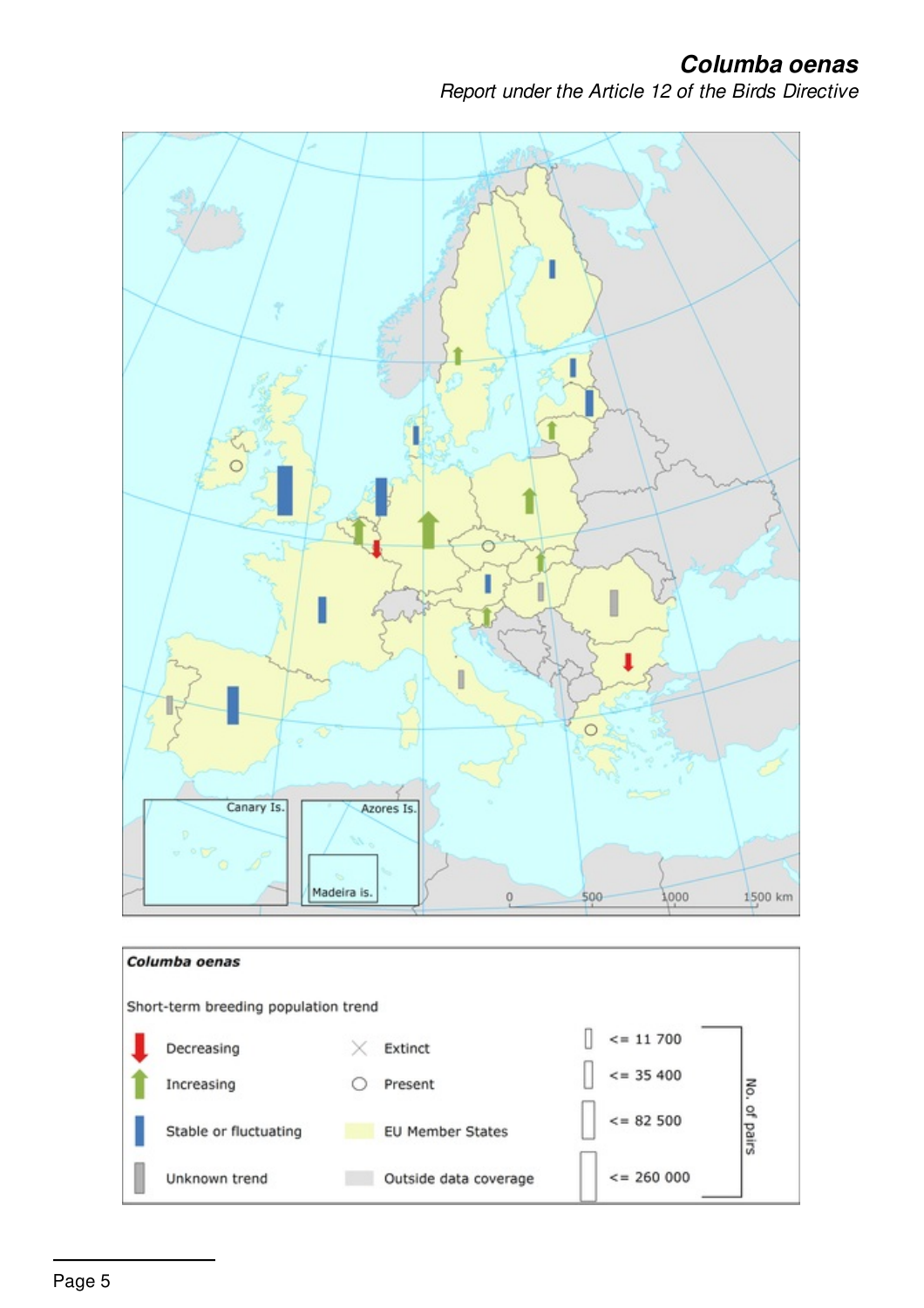### *Columba oenas*

*Columba oenas*

Short-term breeding population trend

| | | | | | |
|---|---|---|---|---|---|
| Decreasing | | Extinct | | <= 11 700 | No. of pairs |
| Increasing | | Present | | <= 35 400 | |
| Stable or fluctuating | | EU Member States | | <= 82 500 | |
| Unknown trend | | Outside data coverage | | <= 260 000 | |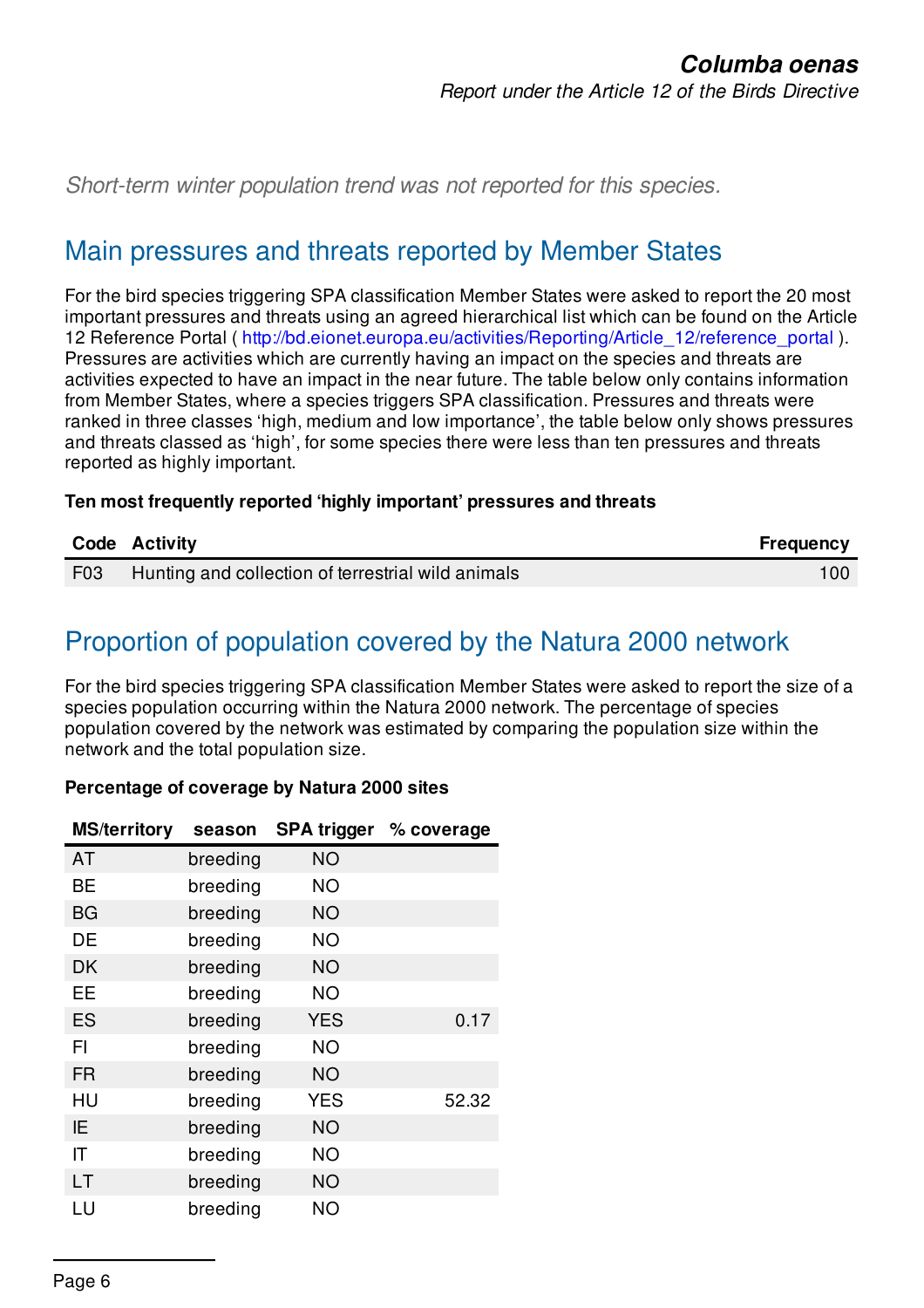*Short-term winter population trend was not reported for this species.*

## Main pressures and threats reported by Member States

For the bird species triggering SPA classification Member States were asked to report the 20 most important pressures and threats using an agreed hierarchical list which can be found on the Article 12 Reference Portal ( http://bd.eionet.europa.eu/activities/Reporting/Article_12/reference_portal ). Pressures are activities which are currently having an impact on the species and threats are activities expected to have an impact in the near future. The table below only contains information from Member States, where a species triggers SPA classification. Pressures and threats were ranked in three classes 'high, medium and low importance', the table below only shows pressures and threats classed as 'high', for some species there were less than ten pressures and threats reported as highly important.

**Ten most frequently reported 'highly important' pressures and threats**

| Code | Activity | Frequency |
|---|---|---|
| F03 | Hunting and collection of terrestrial wild animals | 100 |

## Proportion of population covered by the Natura 2000 network

For the bird species triggering SPA classification Member States were asked to report the size of a species population occurring within the Natura 2000 network. The percentage of species population covered by the network was estimated by comparing the population size within the network and the total population size.

**Percentage of coverage by Natura 2000 sites**

| MS/territory | season | SPA trigger | % coverage |
|---|---|---|---|
| AT | breeding | NO | |
| BE | breeding | NO | |
| BG | breeding | NO | |
| DE | breeding | NO | |
| DK | breeding | NO | |
| EE | breeding | NO | |
| ES | breeding | YES | 0.17 |
| FI | breeding | NO | |
| FR | breeding | NO | |
| HU | breeding | YES | 52.32 |
| IE | breeding | NO | |
| IT | breeding | NO | |
| LT | breeding | NO | |
| LU | breeding | NO | |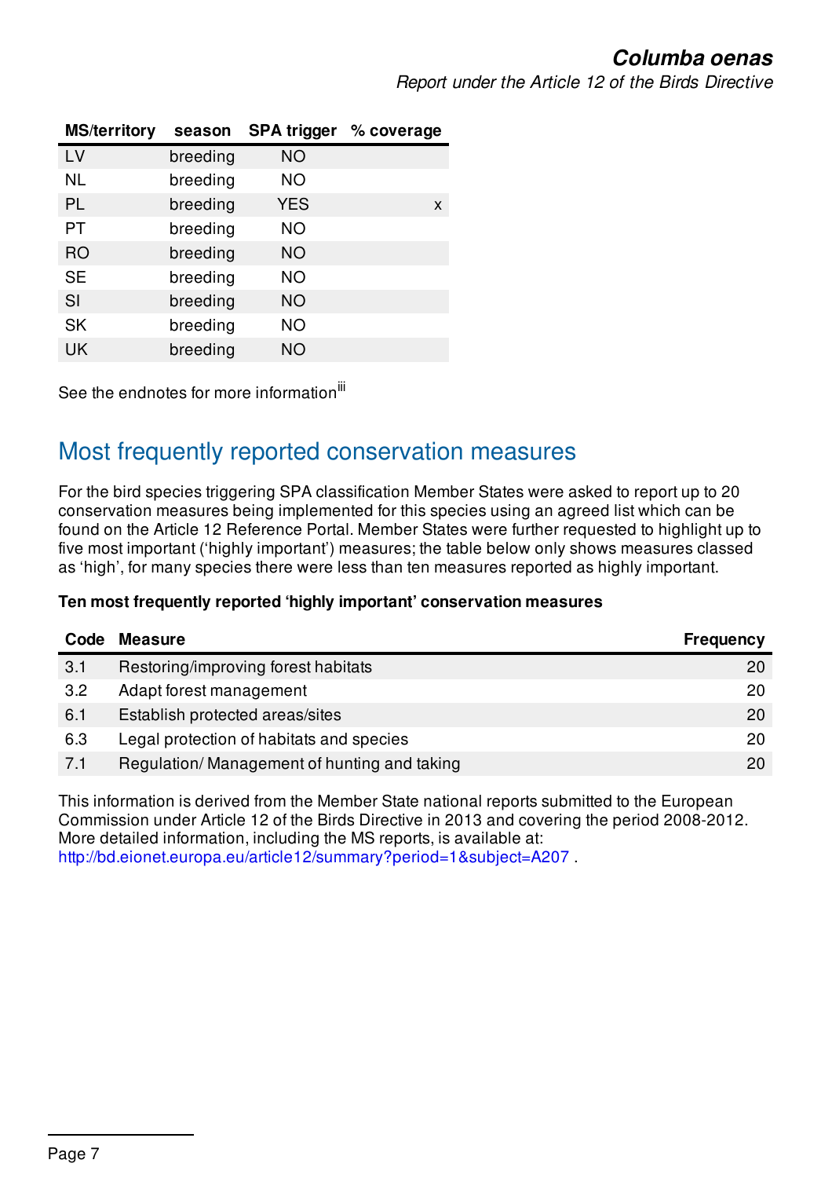| MS/territory | season | SPA trigger | % coverage |
|---|---|---|---|
| LV | breeding | NO | |
| NL | breeding | NO | |
| PL | breeding | YES | x |
| PT | breeding | NO | |
| RO | breeding | NO | |
| SE | breeding | NO | |
| SI | breeding | NO | |
| SK | breeding | NO | |
| UK | breeding | NO | |

See the endnotes for more information[iii]

## Most frequently reported conservation measures

For the bird species triggering SPA classification Member States were asked to report up to 20 conservation measures being implemented for this species using an agreed list which can be found on the Article 12 Reference Portal. Member States were further requested to highlight up to five most important ('highly important') measures; the table below only shows measures classed as 'high', for many species there were less than ten measures reported as highly important.

**Ten most frequently reported 'highly important' conservation measures**

| Code | Measure | Frequency |
|---|---|---|
| 3.1 | Restoring/improving forest habitats | 20 |
| 3.2 | Adapt forest management | 20 |
| 6.1 | Establish protected areas/sites | 20 |
| 6.3 | Legal protection of habitats and species | 20 |
| 7.1 | Regulation/ Management of hunting and taking | 20 |

This information is derived from the Member State national reports submitted to the European Commission under Article 12 of the Birds Directive in 2013 and covering the period 2008-2012. More detailed information, including the MS reports, is available at:
http://bd.eionet.europa.eu/article12/summary?period=1&subject=A207 .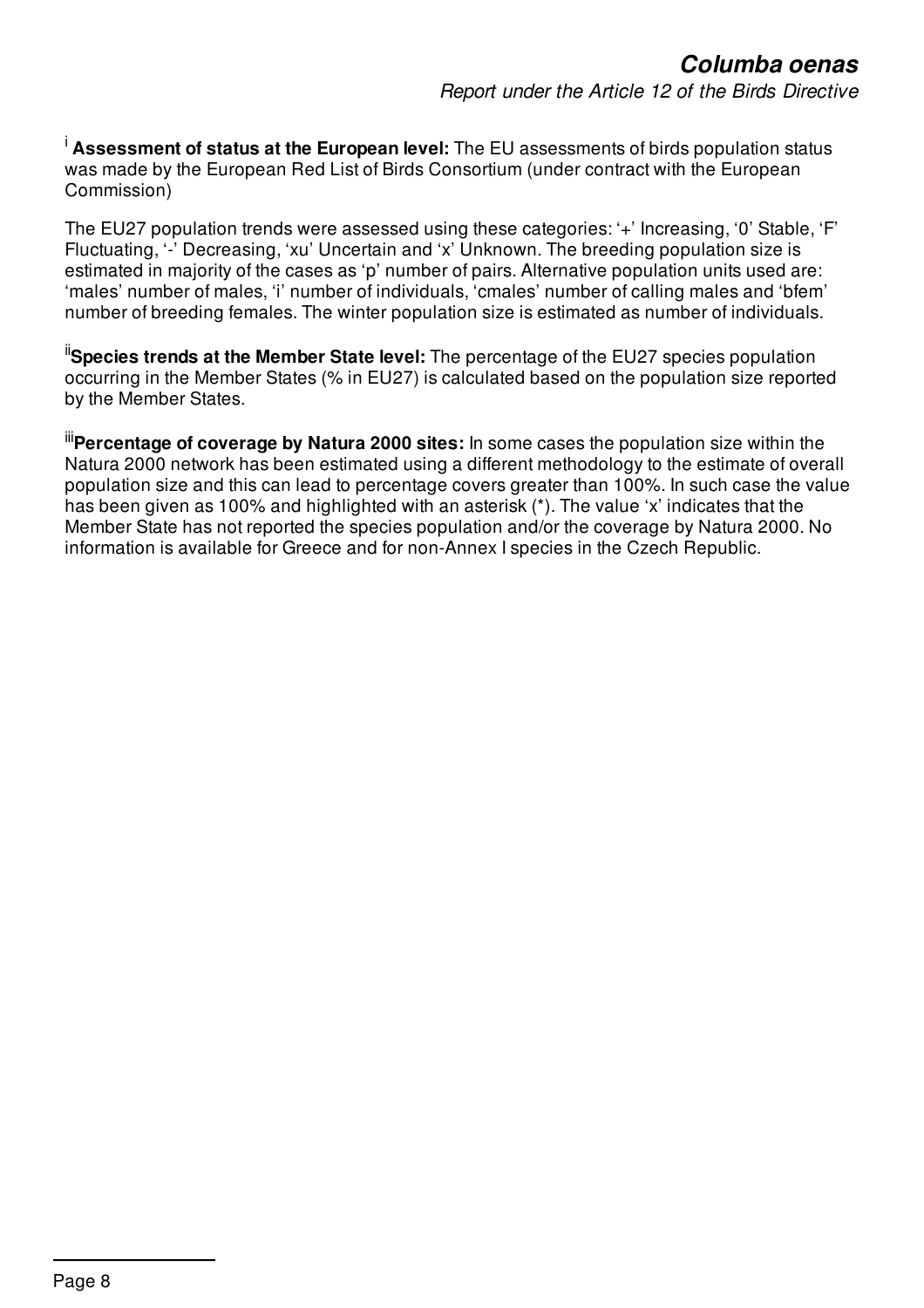[i] **Assessment of status at the European level:** The EU assessments of birds population status was made by the European Red List of Birds Consortium (under contract with the European Commission)

The EU27 population trends were assessed using these categories: '+' Increasing, '0' Stable, 'F' Fluctuating, '-' Decreasing, 'xu' Uncertain and 'x' Unknown. The breeding population size is estimated in majority of the cases as 'p' number of pairs. Alternative population units used are: 'males' number of males, 'i' number of individuals, 'cmales' number of calling males and 'bfem' number of breeding females. The winter population size is estimated as number of individuals.

[ii] **Species trends at the Member State level:** The percentage of the EU27 species population occurring in the Member States (% in EU27) is calculated based on the population size reported by the Member States.

[iii] **Percentage of coverage by Natura 2000 sites:** In some cases the population size within the Natura 2000 network has been estimated using a different methodology to the estimate of overall population size and this can lead to percentage covers greater than 100%. In such case the value has been given as 100% and highlighted with an asterisk (*). The value 'x' indicates that the Member State has not reported the species population and/or the coverage by Natura 2000. No information is available for Greece and for non-Annex I species in the Czech Republic.